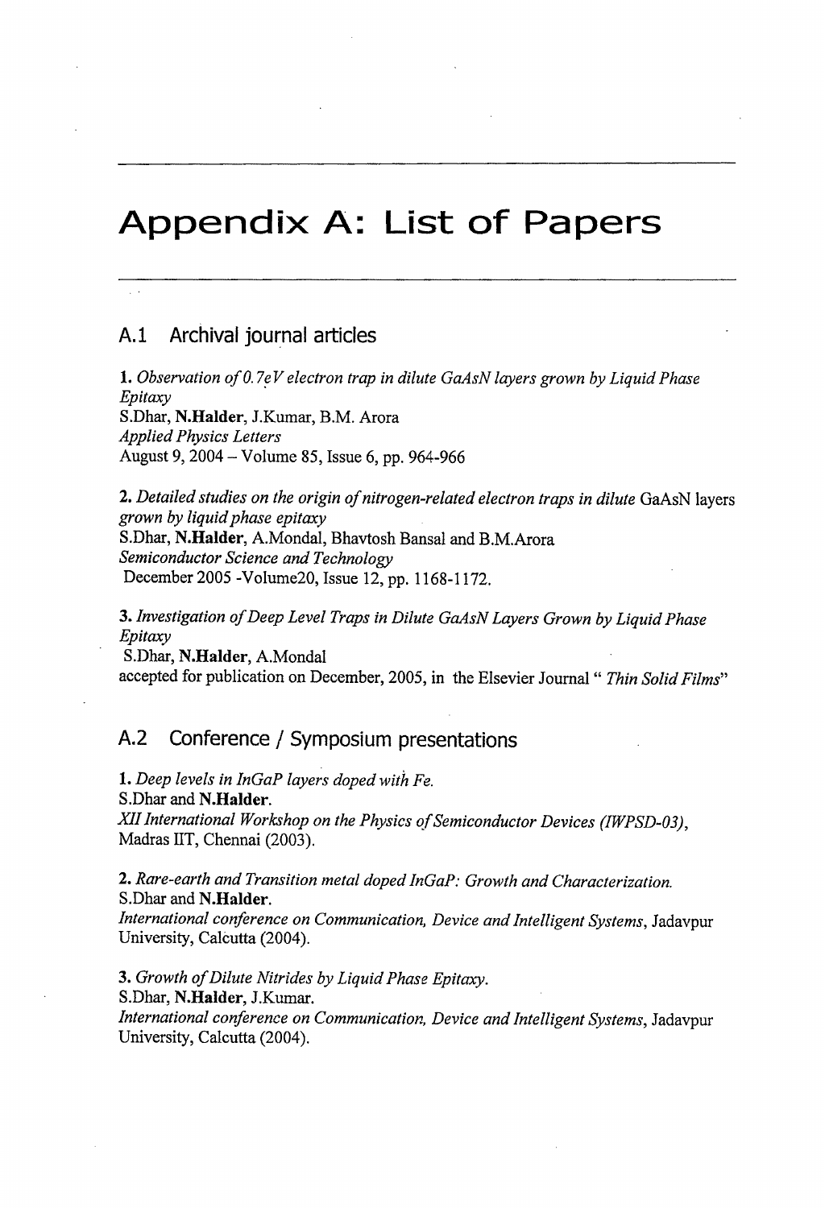# Appendix A: List of Papers

## A.1 Archival journal articles

**1.** *Observation of 0.7eV electron trap in dilute GaAsN layers grown by Liquid Phase Epitaxy*
S.Dhar, **N.Halder**, J.Kumar, B.M. Arora
*Applied Physics Letters*
August 9, 2004 – Volume 85, Issue 6, pp. 964-966

**2.** *Detailed studies on the origin of nitrogen-related electron traps in dilute* GaAsN layers *grown by liquid phase epitaxy*
S.Dhar, **N.Halder**, A.Mondal, Bhavtosh Bansal and B.M.Arora
*Semiconductor Science and Technology*
December 2005 -Volume20, Issue 12, pp. 1168-1172.

**3.** *Investigation of Deep Level Traps in Dilute GaAsN Layers Grown by Liquid Phase Epitaxy*
S.Dhar, **N.Halder**, A.Mondal
accepted for publication on December, 2005, in the Elsevier Journal " *Thin Solid Films*"

## A.2 Conference / Symposium presentations

**1.** *Deep levels in InGaP layers doped with Fe.*
S.Dhar and **N.Halder**.
*XII International Workshop on the Physics of Semiconductor Devices (IWPSD-03)*, Madras IIT, Chennai (2003).

**2.** *Rare-earth and Transition metal doped InGaP: Growth and Characterization.*
S.Dhar and **N.Halder**.
*International conference on Communication, Device and Intelligent Systems*, Jadavpur University, Calcutta (2004).

**3.** *Growth of Dilute Nitrides by Liquid Phase Epitaxy.*
S.Dhar, **N.Halder**, J.Kumar.
*International conference on Communication, Device and Intelligent Systems*, Jadavpur University, Calcutta (2004).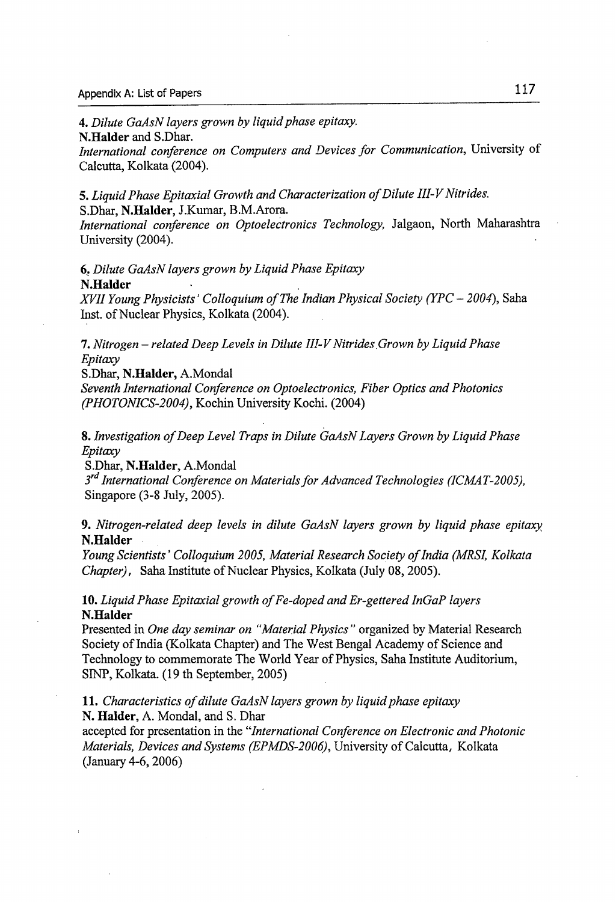**4.** *Dilute GaAsN layers grown by liquid phase epitaxy.*
**N.Halder** and S.Dhar.
*International conference on Computers and Devices for Communication*, University of Calcutta, Kolkata (2004).

**5.** *Liquid Phase Epitaxial Growth and Characterization of Dilute III-V Nitrides.*
S.Dhar, **N.Halder**, J.Kumar, B.M.Arora.
*International conference on Optoelectronics Technology*, Jalgaon, North Maharashtra University (2004).

**6.** *Dilute GaAsN layers grown by Liquid Phase Epitaxy*
**N.Halder**
*XVII Young Physicists' Colloquium of The Indian Physical Society (YPC – 2004)*, Saha Inst. of Nuclear Physics, Kolkata (2004).

**7.** *Nitrogen – related Deep Levels in Dilute III-V Nitrides Grown by Liquid Phase Epitaxy*
S.Dhar, **N.Halder**, A.Mondal
*Seventh International Conference on Optoelectronics, Fiber Optics and Photonics (PHOTONICS-2004)*, Kochin University Kochi. (2004)

**8.** *Investigation of Deep Level Traps in Dilute GaAsN Layers Grown by Liquid Phase Epitaxy*
S.Dhar, **N.Halder**, A.Mondal
*3rd International Conference on Materials for Advanced Technologies (ICMAT-2005)*, Singapore (3-8 July, 2005).

**9.** *Nitrogen-related deep levels in dilute GaAsN layers grown by liquid phase epitaxy*
**N.Halder**
*Young Scientists' Colloquium 2005, Material Research Society of India (MRSI, Kolkata Chapter)*, Saha Institute of Nuclear Physics, Kolkata (July 08, 2005).

**10.** *Liquid Phase Epitaxial growth of Fe-doped and Er-gettered InGaP layers*
**N.Halder**
Presented in *One day seminar on "Material Physics"* organized by Material Research Society of India (Kolkata Chapter) and The West Bengal Academy of Science and Technology to commemorate The World Year of Physics, Saha Institute Auditorium, SINP, Kolkata. (19 th September, 2005)

**11.** *Characteristics of dilute GaAsN layers grown by liquid phase epitaxy*
**N. Halder**, A. Mondal, and S. Dhar
accepted for presentation in the "*International Conference on Electronic and Photonic Materials, Devices and Systems (EPMDS-2006)*, University of Calcutta, Kolkata (January 4-6, 2006)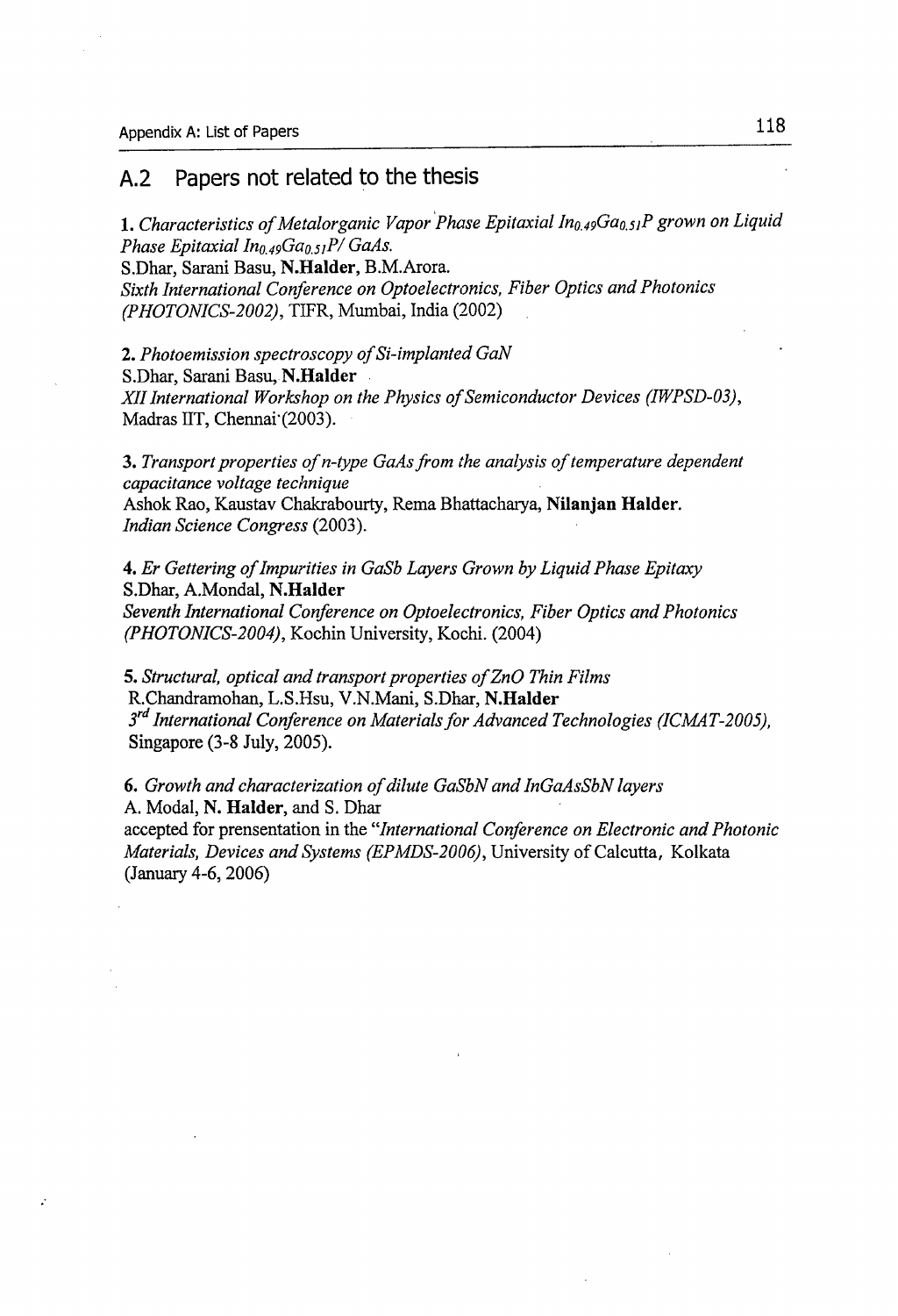## A.2 Papers not related to the thesis

**1.** *Characteristics of Metalorganic Vapor Phase Epitaxial $In_{0.49}Ga_{0.51}P$ grown on Liquid Phase Epitaxial $In_{0.49}Ga_{0.51}P$/ GaAs.*
S.Dhar, Sarani Basu, **N.Halder**, B.M.Arora.
*Sixth International Conference on Optoelectronics, Fiber Optics and Photonics (PHOTONICS-2002)*, TIFR, Mumbai, India (2002)

**2.** *Photoemission spectroscopy of Si-implanted GaN*
S.Dhar, Sarani Basu, **N.Halder**
*XII International Workshop on the Physics of Semiconductor Devices (IWPSD-03)*, Madras IIT, Chennai (2003).

**3.** *Transport properties of n-type GaAs from the analysis of temperature dependent capacitance voltage technique*
Ashok Rao, Kaustav Chakrabourty, Rema Bhattacharya, **Nilanjan Halder**.
*Indian Science Congress* (2003).

**4.** *Er Gettering of Impurities in GaSb Layers Grown by Liquid Phase Epitaxy*
S.Dhar, A.Mondal, **N.Halder**
*Seventh International Conference on Optoelectronics, Fiber Optics and Photonics (PHOTONICS-2004)*, Kochin University, Kochi. (2004)

**5.** *Structural, optical and transport properties of ZnO Thin Films*
R.Chandramohan, L.S.Hsu, V.N.Mani, S.Dhar, **N.Halder**
*3rd International Conference on Materials for Advanced Technologies (ICMAT-2005)*, Singapore (3-8 July, 2005).

**6.** *Growth and characterization of dilute GaSbN and InGaAsSbN layers*
A. Modal, **N. Halder**, and S. Dhar
accepted for prensentation in the "*International Conference on Electronic and Photonic Materials, Devices and Systems (EPMDS-2006)*, University of Calcutta, Kolkata (January 4-6, 2006)